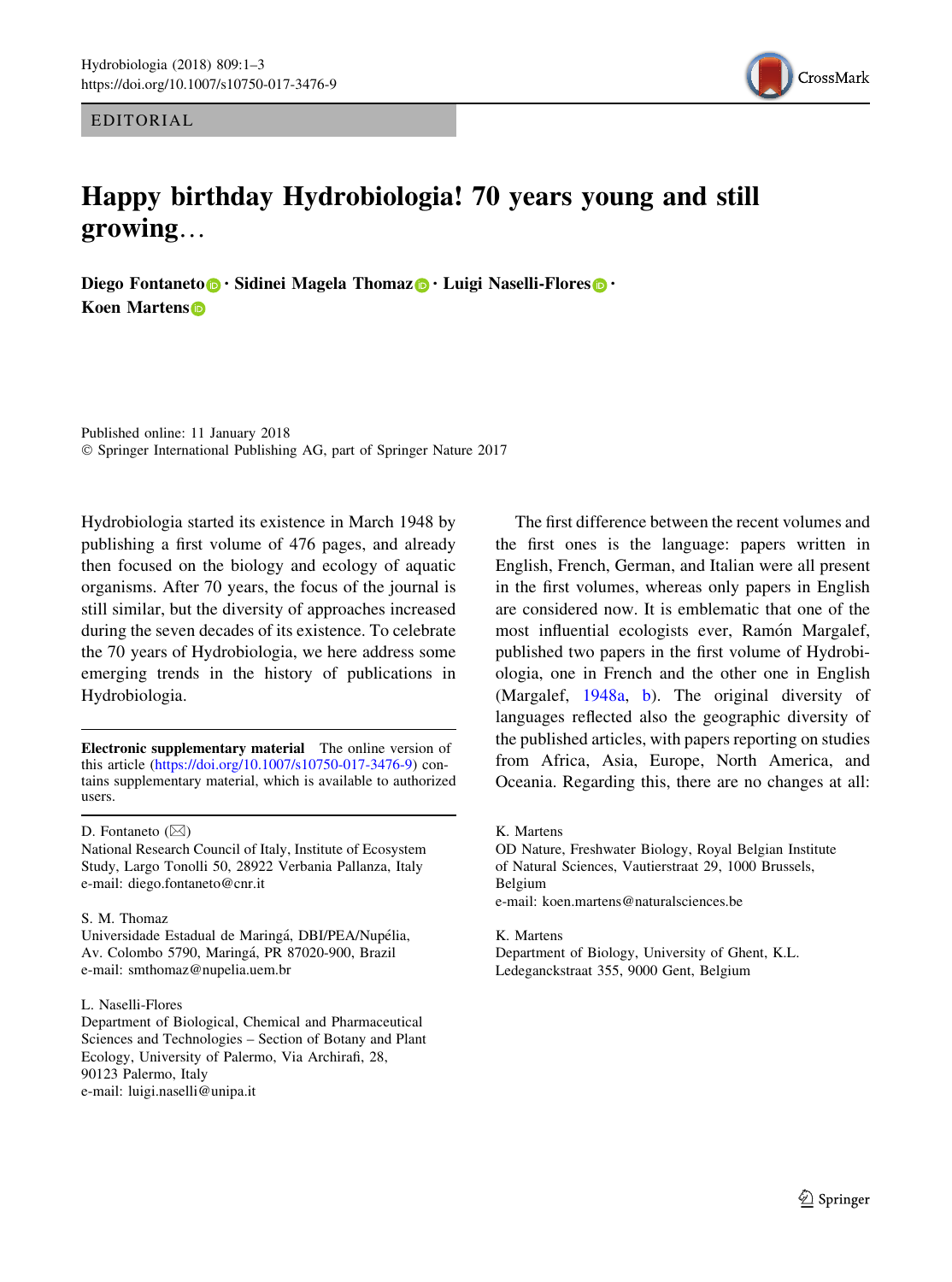EDITORIAL

# Happy birthday Hydrobiologia! 70 years young and still growing…

**Diego Fontaneto · Sidinei Magela Thomaz · Luigi Naselli-Flores · Koen Martens**

Published online: 11 January 2018
© Springer International Publishing AG, part of Springer Nature 2017

Hydrobiologia started its existence in March 1948 by publishing a first volume of 476 pages, and already then focused on the biology and ecology of aquatic organisms. After 70 years, the focus of the journal is still similar, but the diversity of approaches increased during the seven decades of its existence. To celebrate the 70 years of Hydrobiologia, we here address some emerging trends in the history of publications in Hydrobiologia.

**Electronic supplementary material** The online version of this article (https://doi.org/10.1007/s10750-017-3476-9) contains supplementary material, which is available to authorized users.

D. Fontaneto (✉)
National Research Council of Italy, Institute of Ecosystem Study, Largo Tonolli 50, 28922 Verbania Pallanza, Italy
e-mail: diego.fontaneto@cnr.it

S. M. Thomaz
Universidade Estadual de Maringá, DBI/PEA/Nupélia, Av. Colombo 5790, Maringá, PR 87020-900, Brazil
e-mail: smthomaz@nupelia.uem.br

L. Naselli-Flores
Department of Biological, Chemical and Pharmaceutical Sciences and Technologies – Section of Botany and Plant Ecology, University of Palermo, Via Archirafi, 28, 90123 Palermo, Italy
e-mail: luigi.naselli@unipa.it

K. Martens
OD Nature, Freshwater Biology, Royal Belgian Institute of Natural Sciences, Vautierstraat 29, 1000 Brussels, Belgium
e-mail: koen.martens@naturalsciences.be

K. Martens
Department of Biology, University of Ghent, K.L. Ledeganckstraat 355, 9000 Gent, Belgium

The first difference between the recent volumes and the first ones is the language: papers written in English, French, German, and Italian were all present in the first volumes, whereas only papers in English are considered now. It is emblematic that one of the most influential ecologists ever, Ramón Margalef, published two papers in the first volume of Hydrobiologia, one in French and the other in English (Margalef, 1948a, b). The original diversity of languages reflected also the geographic diversity of the published articles, with papers reporting on studies from Africa, Asia, Europe, North America, and Oceania. Regarding this, there are no changes at all: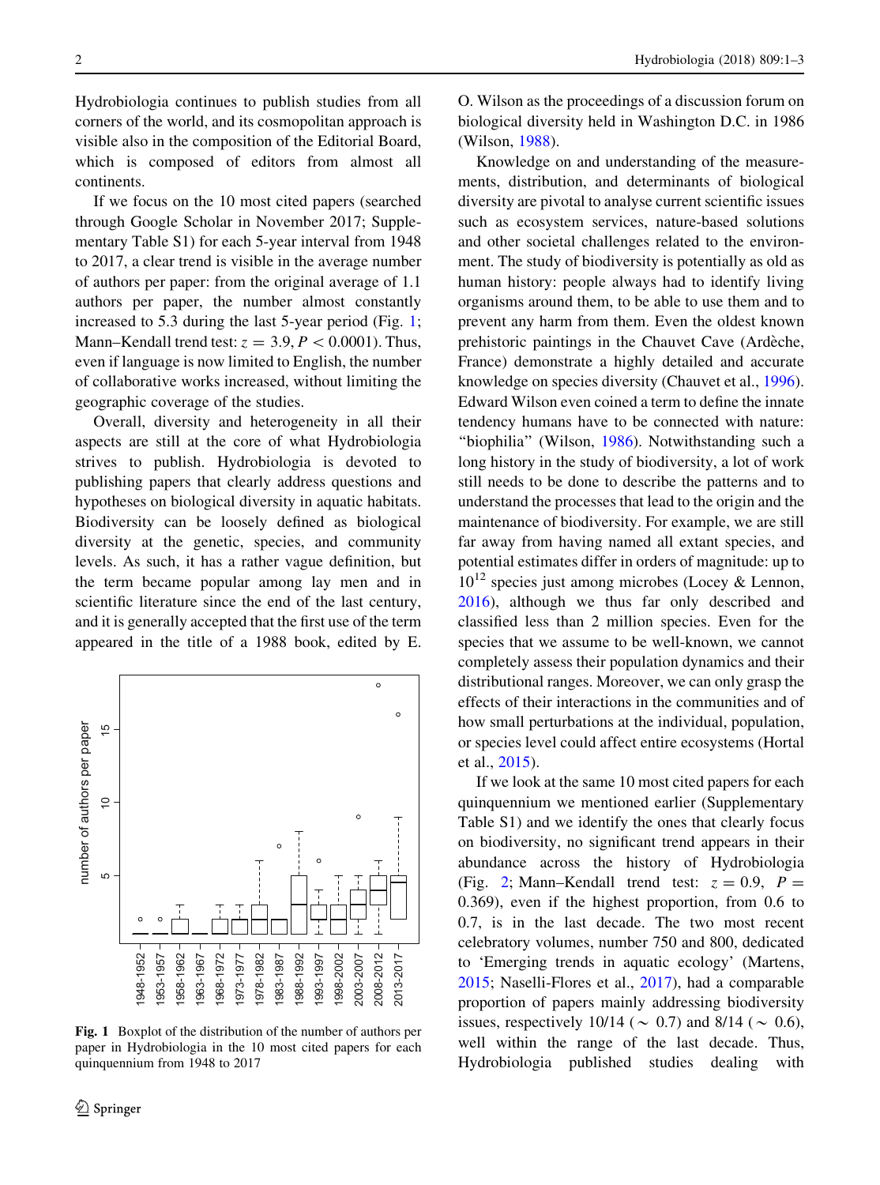Hydrobiologia continues to publish studies from all corners of the world, and its cosmopolitan approach is visible also in the composition of the Editorial Board, which is composed of editors from almost all continents.

If we focus on the 10 most cited papers (searched through Google Scholar in November 2017; Supplementary Table S1) for each 5-year interval from 1948 to 2017, a clear trend is visible in the average number of authors per paper: from the original average of 1.1 authors per paper, the number almost constantly increased to 5.3 during the last 5-year period (Fig. 1; Mann–Kendall trend test: $z = 3.9$, $P < 0.0001$). Thus, even if language is now limited to English, the number of collaborative works increased, without limiting the geographic coverage of the studies.

Overall, diversity and heterogeneity in all their aspects are still at the core of what Hydrobiologia strives to publish. Hydrobiologia is devoted to publishing papers that clearly address questions and hypotheses on biological diversity in aquatic habitats. Biodiversity can be loosely defined as biological diversity at the genetic, species, and community levels. As such, it has a rather vague definition, but the term became popular among lay men and in scientific literature since the end of the last century, and it is generally accepted that the first use of the term appeared in the title of a 1988 book, edited by E. O. Wilson as the proceedings of a discussion forum on biological diversity held in Washington D.C. in 1986 (Wilson, 1988).

Fig. 1 Boxplot of the distribution of the number of authors per paper in Hydrobiologia in the 10 most cited papers for each quinquennium from 1948 to 2017

Knowledge on and understanding of the measurements, distribution, and determinants of biological diversity are pivotal to analyse current scientific issues such as ecosystem services, nature-based solutions and other societal challenges related to the environment. The study of biodiversity is potentially as old as human history: people always had to identify living organisms around them, to be able to use them and to prevent any harm from them. Even the oldest known prehistoric paintings in the Chauvet Cave (Ardèche, France) demonstrate a highly detailed and accurate knowledge on species diversity (Chauvet et al., 1996). Edward Wilson even coined a term to define the innate tendency humans have to be connected with nature: "biophilia" (Wilson, 1986). Notwithstanding such a long history in the study of biodiversity, a lot of work still needs to be done to describe the patterns and to understand the processes that lead to the origin and the maintenance of biodiversity. For example, we are still far away from having named all extant species, and potential estimates differ in orders of magnitude: up to $10^{12}$ species just among microbes (Locey & Lennon, 2016), although we thus far only described and classified less than 2 million species. Even for the species that we assume to be well-known, we cannot completely assess their population dynamics and their distributional ranges. Moreover, we can only grasp the effects of their interactions in the communities and of how small perturbations at the individual, population, or species level could affect entire ecosystems (Hortal et al., 2015).

If we look at the same 10 most cited papers for each quinquennium we mentioned earlier (Supplementary Table S1) and we identify the ones that clearly focus on biodiversity, no significant trend appears in their abundance across the history of Hydrobiologia (Fig. 2; Mann–Kendall trend test: $z = 0.9$, $P = 0.369$), even if the highest proportion, from 0.6 to 0.7, is in the last decade. The two most recent celebratory volumes, number 750 and 800, dedicated to 'Emerging trends in aquatic ecology' (Martens, 2015; Naselli-Flores et al., 2017), had a comparable proportion of papers mainly addressing biodiversity issues, respectively 10/14 ($\sim$ 0.7) and 8/14 ($\sim$ 0.6), well within the range of the last decade. Thus, Hydrobiologia published studies dealing with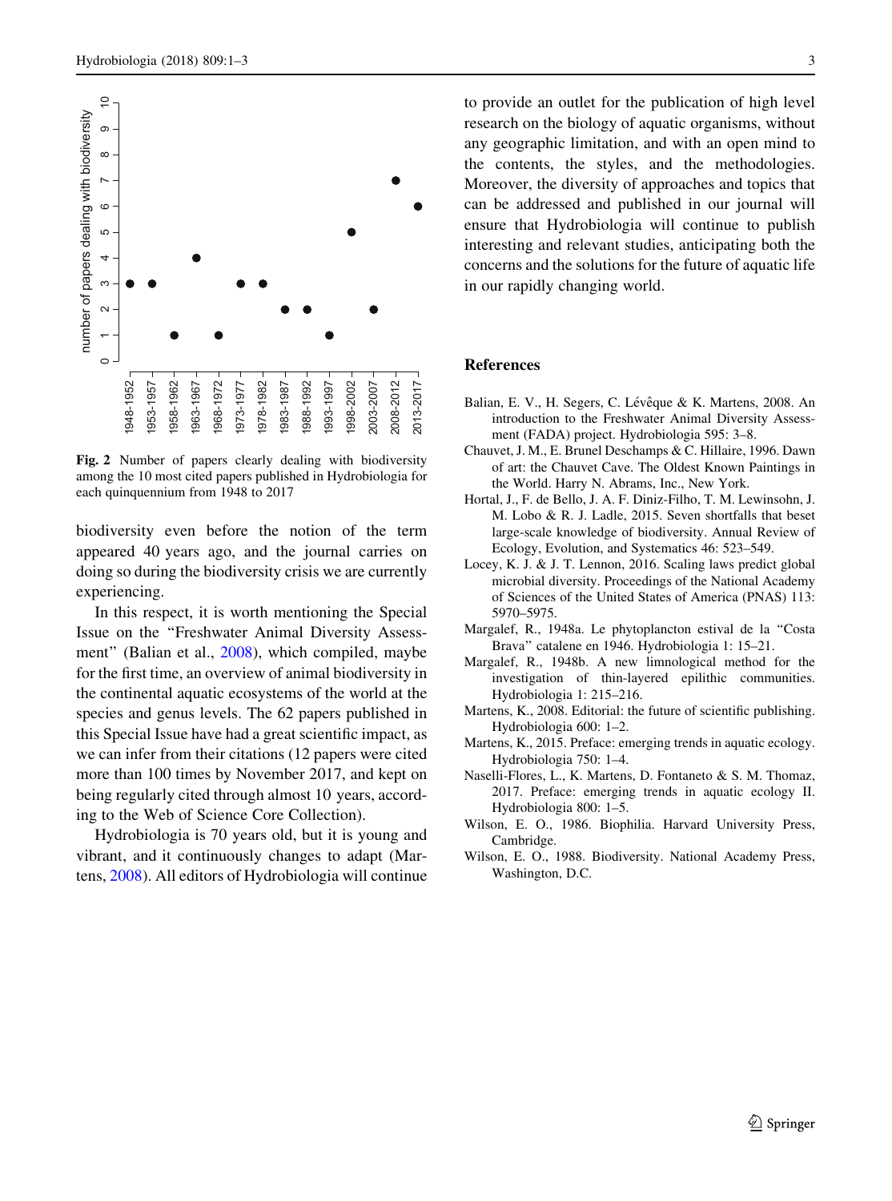number of papers dealing with biodiversity

0
1
2
3
4
5
6
7
8
9
10

1948-1952
1953-1957
1958-1962
1963-1967
1968-1972
1973-1977
1978-1982
1983-1987
1988-1992
1993-1997
1998-2002
2003-2007
2008-2012
2013-2017

**Fig. 2** Number of papers clearly dealing with biodiversity among the 10 most cited papers published in Hydrobiologia for each quinquennium from 1948 to 2017

biodiversity even before the notion of the term appeared 40 years ago, and the journal carries on doing so during the biodiversity crisis we are currently experiencing.

In this respect, it is worth mentioning the Special Issue on the "Freshwater Animal Diversity Assessment" (Balian et al., 2008), which compiled, maybe for the first time, an overview of animal biodiversity in the continental aquatic ecosystems of the world at the species and genus levels. The 62 papers published in this Special Issue have had a great scientific impact, as we can infer from their citations (12 papers were cited more than 100 times by November 2017, and kept on being regularly cited through almost 10 years, according to the Web of Science Core Collection).

Hydrobiologia is 70 years old, but it is young and vibrant, and it continuously changes to adapt (Martens, 2008). All editors of Hydrobiologia will continue to provide an outlet for the publication of high level research on the biology of aquatic organisms, without any geographic limitation, and with an open mind to the contents, the styles, and the methodologies. Moreover, the diversity of approaches and topics that can be addressed and published in our journal will ensure that Hydrobiologia will continue to publish interesting and relevant studies, anticipating both the concerns and the solutions for the future of aquatic life in our rapidly changing world.

## References

Balian, E. V., H. Segers, C. Lévêque & K. Martens, 2008. An introduction to the Freshwater Animal Diversity Assessment (FADA) project. Hydrobiologia 595: 3–8.

Chauvet, J. M., E. Brunel Deschamps & C. Hillaire, 1996. Dawn of art: the Chauvet Cave. The Oldest Known Paintings in the World. Harry N. Abrams, Inc., New York.

Hortal, J., F. de Bello, J. A. F. Diniz-Filho, T. M. Lewinsohn, J. M. Lobo & R. J. Ladle, 2015. Seven shortfalls that beset large-scale knowledge of biodiversity. Annual Review of Ecology, Evolution, and Systematics 46: 523–549.

Locey, K. J. & J. T. Lennon, 2016. Scaling laws predict global microbial diversity. Proceedings of the National Academy of Sciences of the United States of America (PNAS) 113: 5970–5975.

Margalef, R., 1948a. Le phytoplancton estival de la "Costa Brava" catalene en 1946. Hydrobiologia 1: 15–21.

Margalef, R., 1948b. A new limnological method for the investigation of thin-layered epilithic communities. Hydrobiologia 1: 215–216.

Martens, K., 2008. Editorial: the future of scientific publishing. Hydrobiologia 600: 1–2.

Martens, K., 2015. Preface: emerging trends in aquatic ecology. Hydrobiologia 750: 1–4.

Naselli-Flores, L., K. Martens, D. Fontaneto & S. M. Thomaz, 2017. Preface: emerging trends in aquatic ecology II. Hydrobiologia 800: 1–5.

Wilson, E. O., 1986. Biophilia. Harvard University Press, Cambridge.

Wilson, E. O., 1988. Biodiversity. National Academy Press, Washington, D.C.